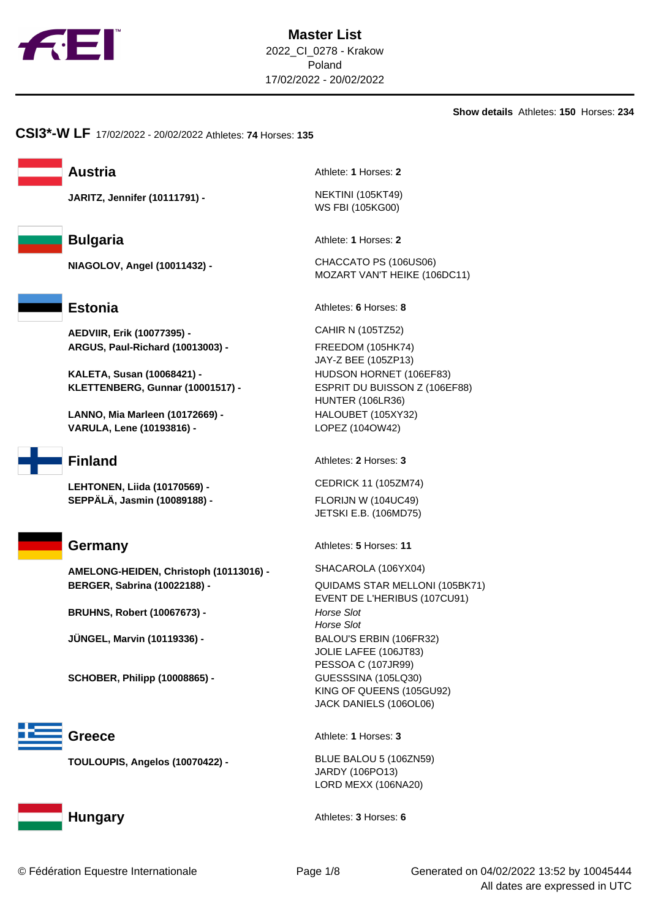# Master List

2022_CI_0278 - Krakow
Poland
17/02/2022 - 20/02/2022

**Show details** Athletes: **150** Horses: **234**

## CSI3*-W LF 17/02/2022 - 20/02/2022 Athletes: **74** Horses: **135**

### Austria

Athlete: **1** Horses: **2**

**JARITZ, Jennifer (10111791) -**
- NEKTINI (105KT49)
- WS FBI (105KG00)

### Bulgaria

Athlete: **1** Horses: **2**

**NIAGOLOV, Angel (10011432) -**
- CHACCATO PS (106US06)
- MOZART VAN'T HEIKE (106DC11)

### Estonia

Athletes: **6** Horses: **8**

**AEDVIIR, Erik (10077395) -**
- CAHIR N (105TZ52)

**ARGUS, Paul-Richard (10013003) -**
- FREEDOM (105HK74)
- JAY-Z BEE (105ZP13)

**KALETA, Susan (10068421) -**
- HUDSON HORNET (106EF83)

**KLETTENBERG, Gunnar (10001517) -**
- ESPRIT DU BUISSON Z (106EF88)
- HUNTER (106LR36)

**LANNO, Mia Marleen (10172669) -**
- HALOUBET (105XY32)

**VARULA, Lene (10193816) -**
- LOPEZ (104OW42)

### Finland

Athletes: **2** Horses: **3**

**LEHTONEN, Liida (10170569) -**
- CEDRICK 11 (105ZM74)

**SEPPÄLÄ, Jasmin (10089188) -**
- FLORIJN W (104UC49)
- JETSKI E.B. (106MD75)

### Germany

Athletes: **5** Horses: **11**

**AMELONG-HEIDEN, Christoph (10113016) -**
- SHACAROLA (106YX04)

**BERGER, Sabrina (10022188) -**
- QUIDAMS STAR MELLONI (105BK71)
- EVENT DE L'HERIBUS (107CU91)

**BRUHNS, Robert (10067673) -**
- *Horse Slot*
- *Horse Slot*

**JÜNGEL, Marvin (10119336) -**
- BALOU'S ERBIN (106FR32)
- JOLIE LAFEE (106JT83)
- PESSOA C (107JR99)

**SCHOBER, Philipp (10008865) -**
- GUESSSINA (105LQ30)
- KING OF QUEENS (105GU92)
- JACK DANIELS (106OL06)

### Greece

Athlete: **1** Horses: **3**

**TOULOUPIS, Angelos (10070422) -**
- BLUE BALOU 5 (106ZN59)
- JARDY (106PO13)
- LORD MEXX (106NA20)

### Hungary

Athletes: **3** Horses: **6**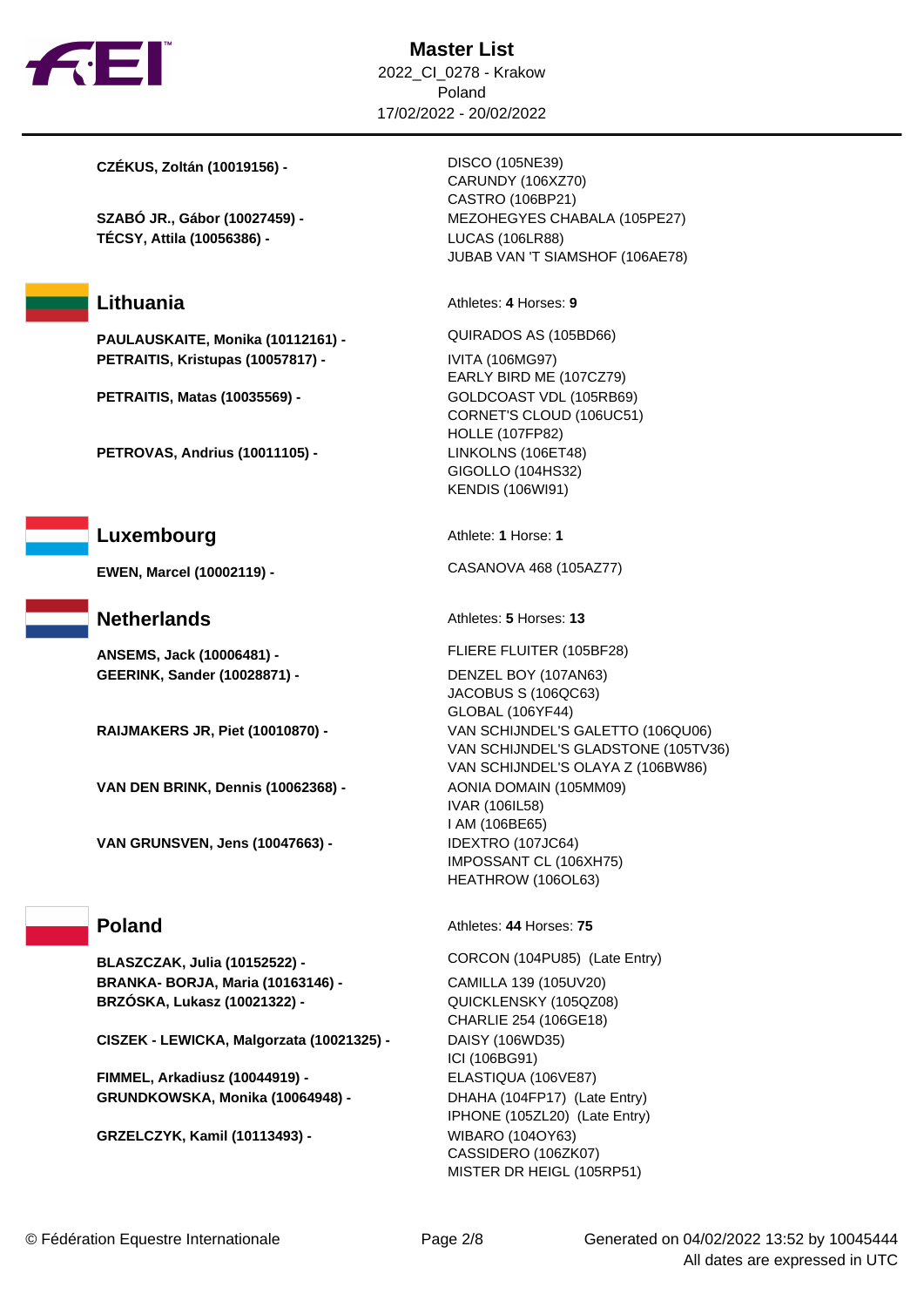| | |
|---|---|
| **CZÉKUS, Zoltán (10019156) -** | DISCO (105NE39)<br>CARUNDY (106XZ70)<br>CASTRO (106BP21) |
| **SZABÓ JR., Gábor (10027459) -** | MEZOHEGYES CHABALA (105PE27) |
| **TÉCSY, Attila (10056386) -** | LUCAS (106LR88)<br>JUBAB VAN 'T SIAMSHOF (106AE78) |

## Lithuania

Athletes: **4** Horses: **9**

| | |
|---|---|
| **PAULAUSKAITE, Monika (10112161) -** | QUIRADOS AS (105BD66) |
| **PETRAITIS, Kristupas (10057817) -** | IVITA (106MG97)<br>EARLY BIRD ME (107CZ79) |
| **PETRAITIS, Matas (10035569) -** | GOLDCOAST VDL (105RB69)<br>CORNET'S CLOUD (106UC51)<br>HOLLE (107FP82) |
| **PETROVAS, Andrius (10011105) -** | LINKOLNS (106ET48)<br>GIGOLLO (104HS32)<br>KENDIS (106WI91) |

## Luxembourg

Athlete: **1** Horse: **1**

| | |
|---|---|
| **EWEN, Marcel (10002119) -** | CASANOVA 468 (105AZ77) |

## Netherlands

Athletes: **5** Horses: **13**

| | |
|---|---|
| **ANSEMS, Jack (10006481) -** | FLIERE FLUITER (105BF28) |
| **GEERINK, Sander (10028871) -** | DENZEL BOY (107AN63)<br>JACOBUS S (106QC63)<br>GLOBAL (106YF44) |
| **RAIJMAKERS JR, Piet (10010870) -** | VAN SCHIJNDEL'S GALETTO (106QU06)<br>VAN SCHIJNDEL'S GLADSTONE (105TV36)<br>VAN SCHIJNDEL'S OLAYA Z (106BW86) |
| **VAN DEN BRINK, Dennis (10062368) -** | AONIA DOMAIN (105MM09)<br>IVAR (106IL58)<br>I AM (106BE65) |
| **VAN GRUNSVEN, Jens (10047663) -** | IDEXTRO (107JC64)<br>IMPOSSANT CL (106XH75)<br>HEATHROW (106OL63) |

## Poland

Athletes: **44** Horses: **75**

| | |
|---|---|
| **BLASZCZAK, Julia (10152522) -** | CORCON (104PU85) (Late Entry) |
| **BRANKA- BORJA, Maria (10163146) -** | CAMILLA 139 (105UV20) |
| **BRZÓSKA, Lukasz (10021322) -** | QUICKLENSKY (105QZ08)<br>CHARLIE 254 (106GE18) |
| **CISZEK - LEWICKA, Malgorzata (10021325) -** | DAISY (106WD35)<br>ICI (106BG91) |
| **FIMMEL, Arkadiusz (10044919) -** | ELASTIQUA (106VE87) |
| **GRUNDKOWSKA, Monika (10064948) -** | DHAHA (104FP17) (Late Entry)<br>IPHONE (105ZL20) (Late Entry) |
| **GRZELCZYK, Kamil (10113493) -** | WIBARO (104OY63)<br>CASSIDERO (106ZK07)<br>MISTER DR HEIGL (105RP51) |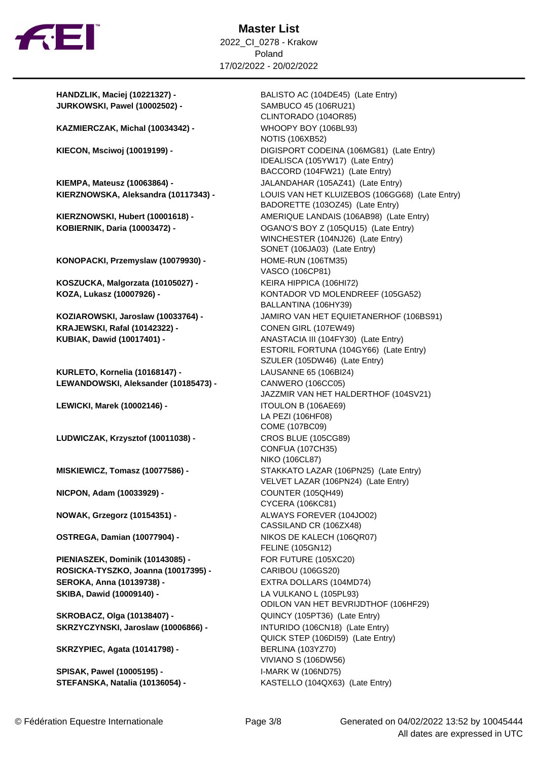# Master List

2022_CI_0278 - Krakow
Poland
17/02/2022 - 20/02/2022

| Athlete | Horse |
|---|---|
| **HANDZLIK, Maciej (10221327) -** | BALISTO AC (104DE45) (Late Entry) |
| **JURKOWSKI, Pawel (10002502) -** | SAMBUCO 45 (106RU21) |
| | CLINTORADO (104OR85) |
| **KAZMIERCZAK, Michal (10034342) -** | WHOOPY BOY (106BL93) |
| | NOTIS (106XB52) |
| **KIECON, Msciwoj (10019199) -** | DIGISPORT CODEINA (106MG81) (Late Entry) |
| | IDEALISCA (105YW17) (Late Entry) |
| | BACCORD (104FW21) (Late Entry) |
| **KIEMPA, Mateusz (10063864) -** | JALANDAHAR (105AZ41) (Late Entry) |
| **KIERZNOWSKA, Aleksandra (10117343) -** | LOUIS VAN HET KLUIZEBOS (106GG68) (Late Entry) |
| | BADORETTE (103OZ45) (Late Entry) |
| **KIERZNOWSKI, Hubert (10001618) -** | AMERIQUE LANDAIS (106AB98) (Late Entry) |
| **KOBIERNIK, Daria (10003472) -** | OGANO'S BOY Z (105QU15) (Late Entry) |
| | WINCHESTER (104NJ26) (Late Entry) |
| | SONET (106JA03) (Late Entry) |
| **KONOPACKI, Przemyslaw (10079930) -** | HOME-RUN (106TM35) |
| | VASCO (106CP81) |
| **KOSZUCKA, Malgorzata (10105027) -** | KEIRA HIPPICA (106HI72) |
| **KOZA, Lukasz (10007926) -** | KONTADOR VD MOLENDREEF (105GA52) |
| | BALLANTINA (106HY39) |
| **KOZIAROWSKI, Jaroslaw (10033764) -** | JAMIRO VAN HET EQUIETANERHOF (106BS91) |
| **KRAJEWSKI, Rafal (10142322) -** | CONEN GIRL (107EW49) |
| **KUBIAK, Dawid (10017401) -** | ANASTACIA III (104FY30) (Late Entry) |
| | ESTORIL FORTUNA (104GY66) (Late Entry) |
| | SZULER (105DW46) (Late Entry) |
| **KURLETO, Kornelia (10168147) -** | LAUSANNE 65 (106BI24) |
| **LEWANDOWSKI, Aleksander (10185473) -** | CANWERO (106CC05) |
| | JAZZMIR VAN HET HALDERTHOF (104SV21) |
| **LEWICKI, Marek (10002146) -** | ITOULON B (106AE69) |
| | LA PEZI (106HF08) |
| | COME (107BC09) |
| **LUDWICZAK, Krzysztof (10011038) -** | CROS BLUE (105CG89) |
| | CONFUA (107CH35) |
| | NIKO (106CL87) |
| **MISKIEWICZ, Tomasz (10077586) -** | STAKKATO LAZAR (106PN25) (Late Entry) |
| | VELVET LAZAR (106PN24) (Late Entry) |
| **NICPON, Adam (10033929) -** | COUNTER (105QH49) |
| | CYCERA (106KC81) |
| **NOWAK, Grzegorz (10154351) -** | ALWAYS FOREVER (104JO02) |
| | CASSILAND CR (106ZX48) |
| **OSTREGA, Damian (10077904) -** | NIKOS DE KALECH (106QR07) |
| | FELINE (105GN12) |
| **PIENIASZEK, Dominik (10143085) -** | FOR FUTURE (105XC20) |
| **ROSICKA-TYSZKO, Joanna (10017395) -** | CARIBOU (106GS20) |
| **SEROKA, Anna (10139738) -** | EXTRA DOLLARS (104MD74) |
| **SKIBA, Dawid (10009140) -** | LA VULKANO L (105PL93) |
| | ODILON VAN HET BEVRIJDTHOF (106HF29) |
| **SKROBACZ, Olga (10138407) -** | QUINCY (105PT36) (Late Entry) |
| **SKRZYCZYNSKI, Jaroslaw (10006866) -** | INTURIDO (106CN18) (Late Entry) |
| | QUICK STEP (106DI59) (Late Entry) |
| **SKRZYPIEC, Agata (10141798) -** | BERLINA (103YZ70) |
| | VIVIANO S (106DW56) |
| **SPISAK, Pawel (10005195) -** | I-MARK W (106ND75) |
| **STEFANSKA, Natalia (10136054) -** | KASTELLO (104QX63) (Late Entry) |

© Fédération Equestre Internationale — Generated on 04/02/2022 13:52 by 10045444 — All dates are expressed in UTC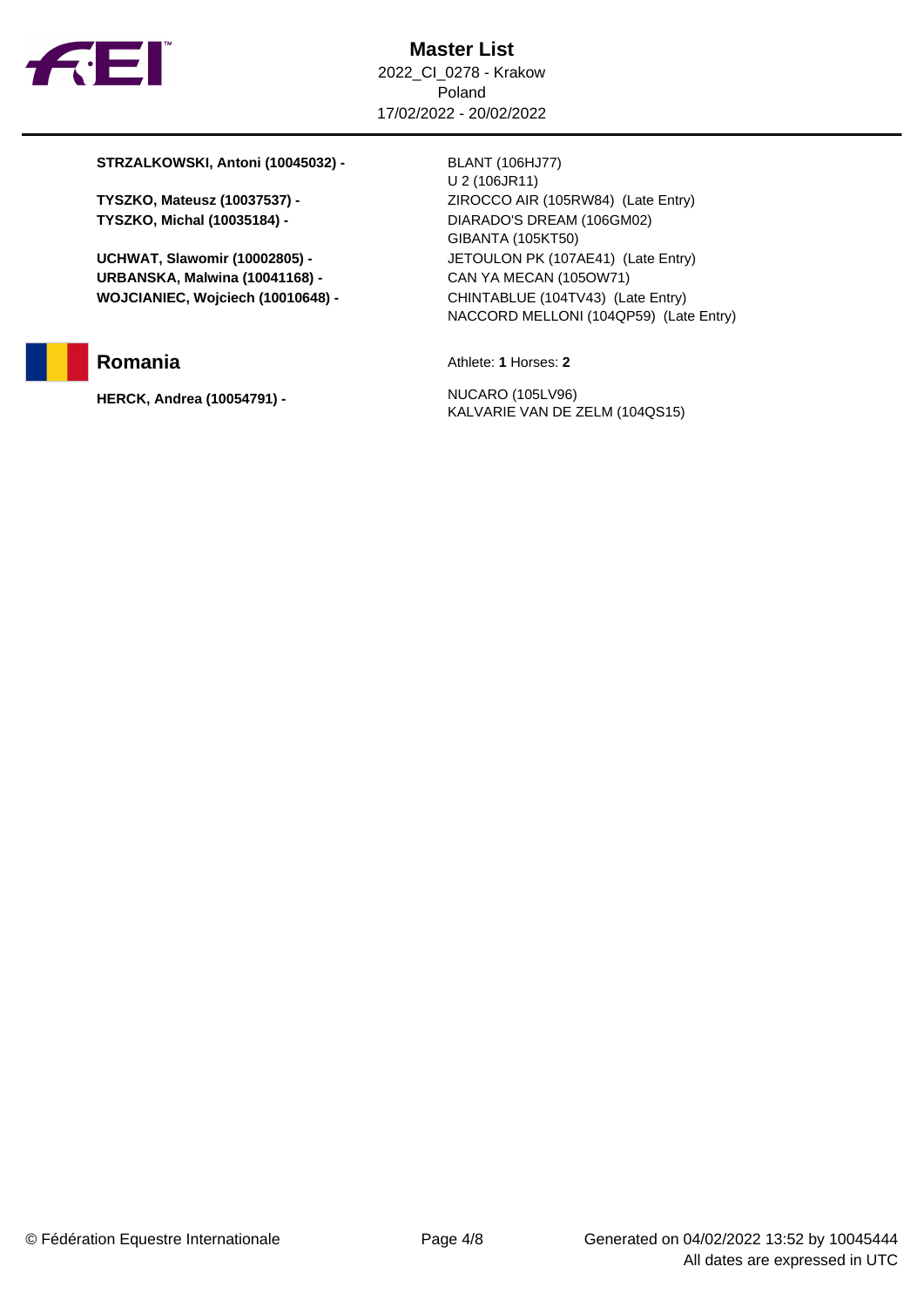# Master List

2022_CI_0278 - Krakow
Poland
17/02/2022 - 20/02/2022

| Athlete | Horses |
|---|---|
| **STRZALKOWSKI, Antoni (10045032) -** | BLANT (106HJ77)<br>U 2 (106JR11) |
| **TYSZKO, Mateusz (10037537) -** | ZIROCCO AIR (105RW84) (Late Entry) |
| **TYSZKO, Michal (10035184) -** | DIARADO'S DREAM (106GM02)<br>GIBANTA (105KT50) |
| **UCHWAT, Slawomir (10002805) -** | JETOULON PK (107AE41) (Late Entry) |
| **URBANSKA, Malwina (10041168) -** | CAN YA MECAN (105OW71) |
| **WOJCIANIEC, Wojciech (10010648) -** | CHINTABLUE (104TV43) (Late Entry)<br>NACCORD MELLONI (104QP59) (Late Entry) |

## Romania

Athlete: **1** Horses: **2**

| Athlete | Horses |
|---|---|
| **HERCK, Andrea (10054791) -** | NUCARO (105LV96)<br>KALVARIE VAN DE ZELM (104QS15) |

© Fédération Equestre Internationale

Generated on 04/02/2022 13:52 by 10045444
All dates are expressed in UTC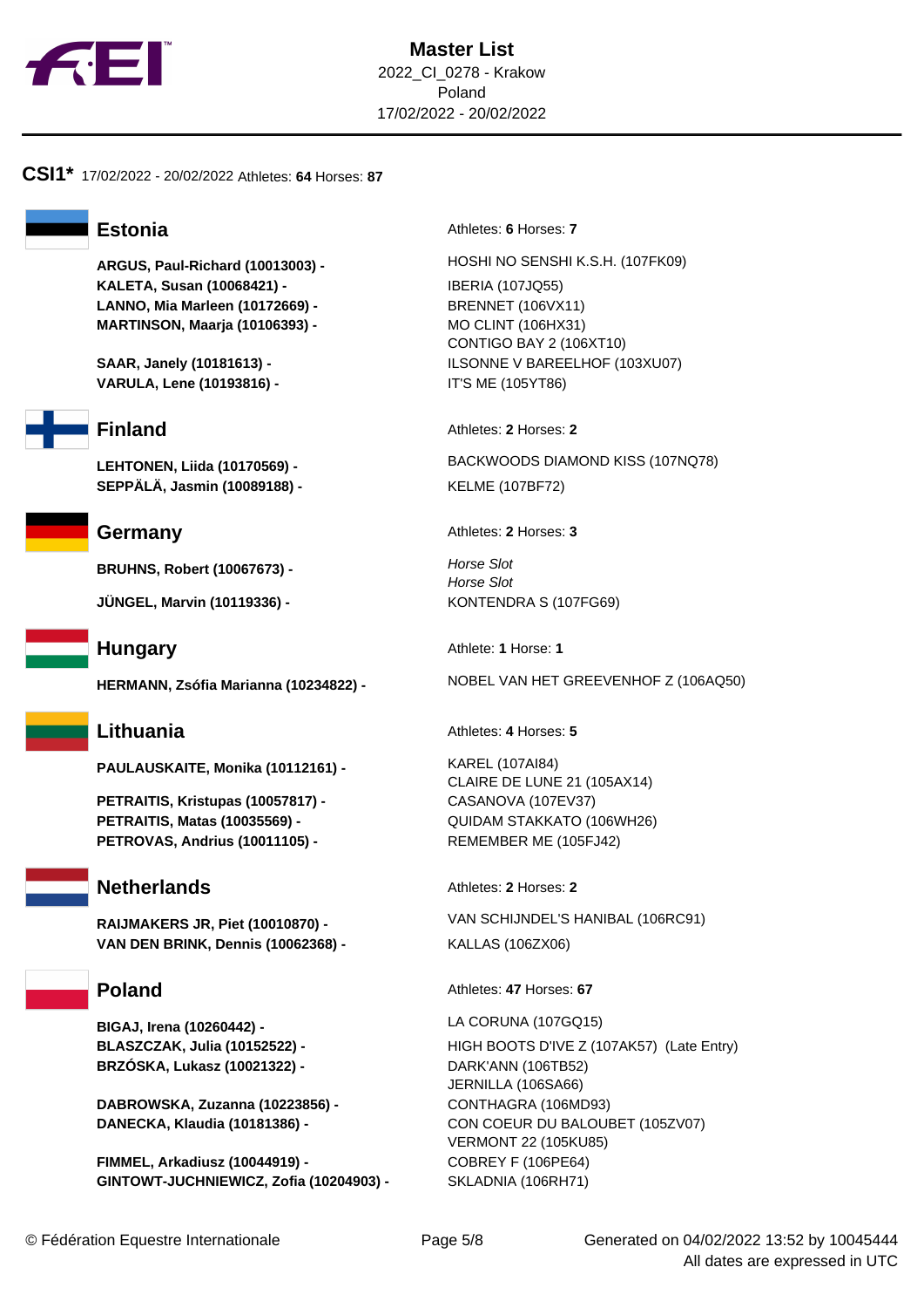# Master List

2022_CI_0278 - Krakow
Poland
17/02/2022 - 20/02/2022

## CSI1* 17/02/2022 - 20/02/2022 Athletes: **64** Horses: **87**

### Estonia

Athletes: **6** Horses: **7**

| Athlete | Horse |
|---|---|
| **ARGUS, Paul-Richard (10013003) -** | HOSHI NO SENSHI K.S.H. (107FK09) |
| **KALETA, Susan (10068421) -** | IBERIA (107JQ55) |
| **LANNO, Mia Marleen (10172669) -** | BRENNET (106VX11) |
| **MARTINSON, Maarja (10106393) -** | MO CLINT (106HX31) |
| | CONTIGO BAY 2 (106XT10) |
| **SAAR, Janely (10181613) -** | ILSONNE V BAREELHOF (103XU07) |
| **VARULA, Lene (10193816) -** | IT'S ME (105YT86) |

### Finland

Athletes: **2** Horses: **2**

| Athlete | Horse |
|---|---|
| **LEHTONEN, Liida (10170569) -** | BACKWOODS DIAMOND KISS (107NQ78) |
| **SEPPÄLÄ, Jasmin (10089188) -** | KELME (107BF72) |

### Germany

Athletes: **2** Horses: **3**

| Athlete | Horse |
|---|---|
| **BRUHNS, Robert (10067673) -** | *Horse Slot* |
| | *Horse Slot* |
| **JÜNGEL, Marvin (10119336) -** | KONTENDRA S (107FG69) |

### Hungary

Athlete: **1** Horse: **1**

| Athlete | Horse |
|---|---|
| **HERMANN, Zsófia Marianna (10234822) -** | NOBEL VAN HET GREEVENHOF Z (106AQ50) |

### Lithuania

Athletes: **4** Horses: **5**

| Athlete | Horse |
|---|---|
| **PAULAUSKAITE, Monika (10112161) -** | KAREL (107AI84) |
| | CLAIRE DE LUNE 21 (105AX14) |
| **PETRAITIS, Kristupas (10057817) -** | CASANOVA (107EV37) |
| **PETRAITIS, Matas (10035569) -** | QUIDAM STAKKATO (106WH26) |
| **PETROVAS, Andrius (10011105) -** | REMEMBER ME (105FJ42) |

### Netherlands

Athletes: **2** Horses: **2**

| Athlete | Horse |
|---|---|
| **RAIJMAKERS JR, Piet (10010870) -** | VAN SCHIJNDEL'S HANIBAL (106RC91) |
| **VAN DEN BRINK, Dennis (10062368) -** | KALLAS (106ZX06) |

### Poland

Athletes: **47** Horses: **67**

| Athlete | Horse |
|---|---|
| **BIGAJ, Irena (10260442) -** | LA CORUNA (107GQ15) |
| **BLASZCZAK, Julia (10152522) -** | HIGH BOOTS D'IVE Z (107AK57) (Late Entry) |
| **BRZÓSKA, Lukasz (10021322) -** | DARK'ANN (106TB52) |
| | JERNILLA (106SA66) |
| **DABROWSKA, Zuzanna (10223856) -** | CONTHAGRA (106MD93) |
| **DANECKA, Klaudia (10181386) -** | CON COEUR DU BALOUBET (105ZV07) |
| | VERMONT 22 (105KU85) |
| **FIMMEL, Arkadiusz (10044919) -** | COBREY F (106PE64) |
| **GINTOWT-JUCHNIEWICZ, Zofia (10204903) -** | SKLADNIA (106RH71) |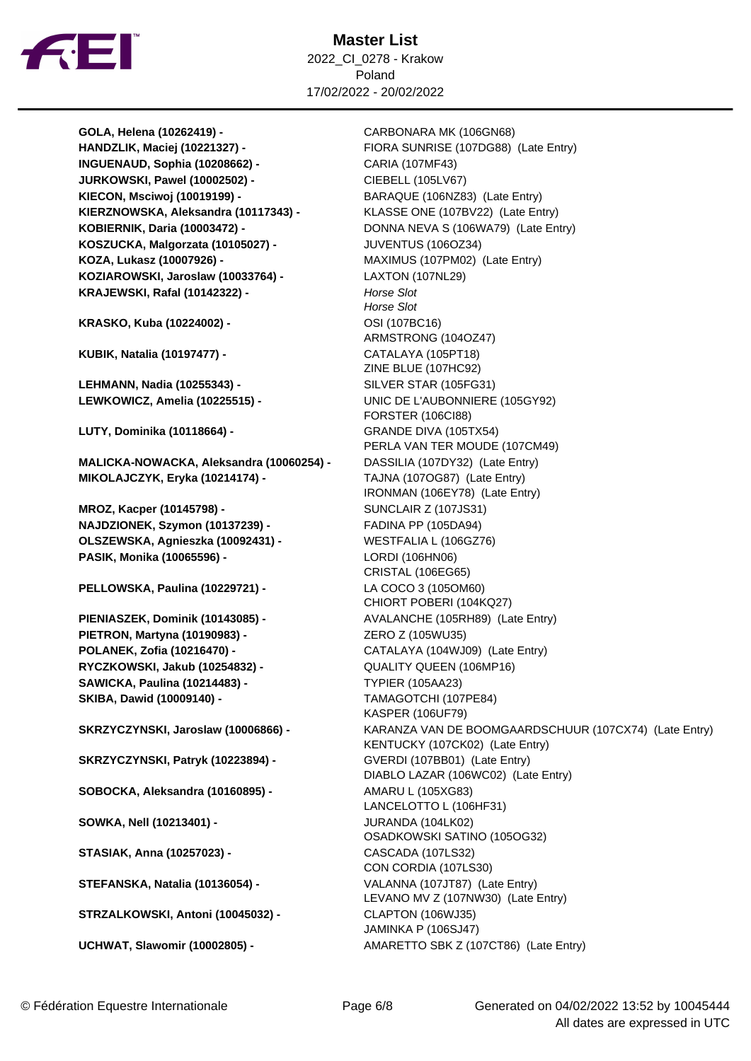# Master List

2022_CI_0278 - Krakow
Poland
17/02/2022 - 20/02/2022

| Athlete | Horse |
| --- | --- |
| **GOLA, Helena (10262419) -** | CARBONARA MK (106GN68) |
| **HANDZLIK, Maciej (10221327) -** | FIORA SUNRISE (107DG88) (Late Entry) |
| **INGUENAUD, Sophia (10208662) -** | CARIA (107MF43) |
| **JURKOWSKI, Pawel (10002502) -** | CIEBELL (105LV67) |
| **KIECON, Msciwoj (10019199) -** | BARAQUE (106NZ83) (Late Entry) |
| **KIERZNOWSKA, Aleksandra (10117343) -** | KLASSE ONE (107BV22) (Late Entry) |
| **KOBIERNIK, Daria (10003472) -** | DONNA NEVA S (106WA79) (Late Entry) |
| **KOSZUCKA, Malgorzata (10105027) -** | JUVENTUS (106OZ34) |
| **KOZA, Lukasz (10007926) -** | MAXIMUS (107PM02) (Late Entry) |
| **KOZIAROWSKI, Jaroslaw (10033764) -** | LAXTON (107NL29) |
| **KRAJEWSKI, Rafal (10142322) -** | *Horse Slot* |
| | *Horse Slot* |
| **KRASKO, Kuba (10224002) -** | OSI (107BC16) |
| | ARMSTRONG (104OZ47) |
| **KUBIK, Natalia (10197477) -** | CATALAYA (105PT18) |
| | ZINE BLUE (107HC92) |
| **LEHMANN, Nadia (10255343) -** | SILVER STAR (105FG31) |
| **LEWKOWICZ, Amelia (10225515) -** | UNIC DE L'AUBONNIERE (105GY92) |
| | FORSTER (106CI88) |
| **LUTY, Dominika (10118664) -** | GRANDE DIVA (105TX54) |
| | PERLA VAN TER MOUDE (107CM49) |
| **MALICKA-NOWACKA, Aleksandra (10060254) -** | DASSILIA (107DY32) (Late Entry) |
| **MIKOLAJCZYK, Eryka (10214174) -** | TAJNA (107OG87) (Late Entry) |
| | IRONMAN (106EY78) (Late Entry) |
| **MROZ, Kacper (10145798) -** | SUNCLAIR Z (107JS31) |
| **NAJDZIONEK, Szymon (10137239) -** | FADINA PP (105DA94) |
| **OLSZEWSKA, Agnieszka (10092431) -** | WESTFALIA L (106GZ76) |
| **PASIK, Monika (10065596) -** | LORDI (106HN06) |
| | CRISTAL (106EG65) |
| **PELLOWSKA, Paulina (10229721) -** | LA COCO 3 (105OM60) |
| | CHIORT POBERI (104KQ27) |
| **PIENIASZEK, Dominik (10143085) -** | AVALANCHE (105RH89) (Late Entry) |
| **PIETRON, Martyna (10190983) -** | ZERO Z (105WU35) |
| **POLANEK, Zofia (10216470) -** | CATALAYA (104WJ09) (Late Entry) |
| **RYCZKOWSKI, Jakub (10254832) -** | QUALITY QUEEN (106MP16) |
| **SAWICKA, Paulina (10214483) -** | TYPIER (105AA23) |
| **SKIBA, Dawid (10009140) -** | TAMAGOTCHI (107PE84) |
| | KASPER (106UF79) |
| **SKRZYCZYNSKI, Jaroslaw (10006866) -** | KARANZA VAN DE BOOMGAARDSCHUUR (107CX74) (Late Entry) |
| | KENTUCKY (107CK02) (Late Entry) |
| **SKRZYCZYNSKI, Patryk (10223894) -** | GVERDI (107BB01) (Late Entry) |
| | DIABLO LAZAR (106WC02) (Late Entry) |
| **SOBOCKA, Aleksandra (10160895) -** | AMARU L (105XG83) |
| | LANCELOTTO L (106HF31) |
| **SOWKA, Nell (10213401) -** | JURANDA (104LK02) |
| | OSADKOWSKI SATINO (105OG32) |
| **STASIAK, Anna (10257023) -** | CASCADA (107LS32) |
| | CON CORDIA (107LS30) |
| **STEFANSKA, Natalia (10136054) -** | VALANNA (107JT87) (Late Entry) |
| | LEVANO MV Z (107NW30) (Late Entry) |
| **STRZALKOWSKI, Antoni (10045032) -** | CLAPTON (106WJ35) |
| | JAMINKA P (106SJ47) |
| **UCHWAT, Slawomir (10002805) -** | AMARETTO SBK Z (107CT86) (Late Entry) |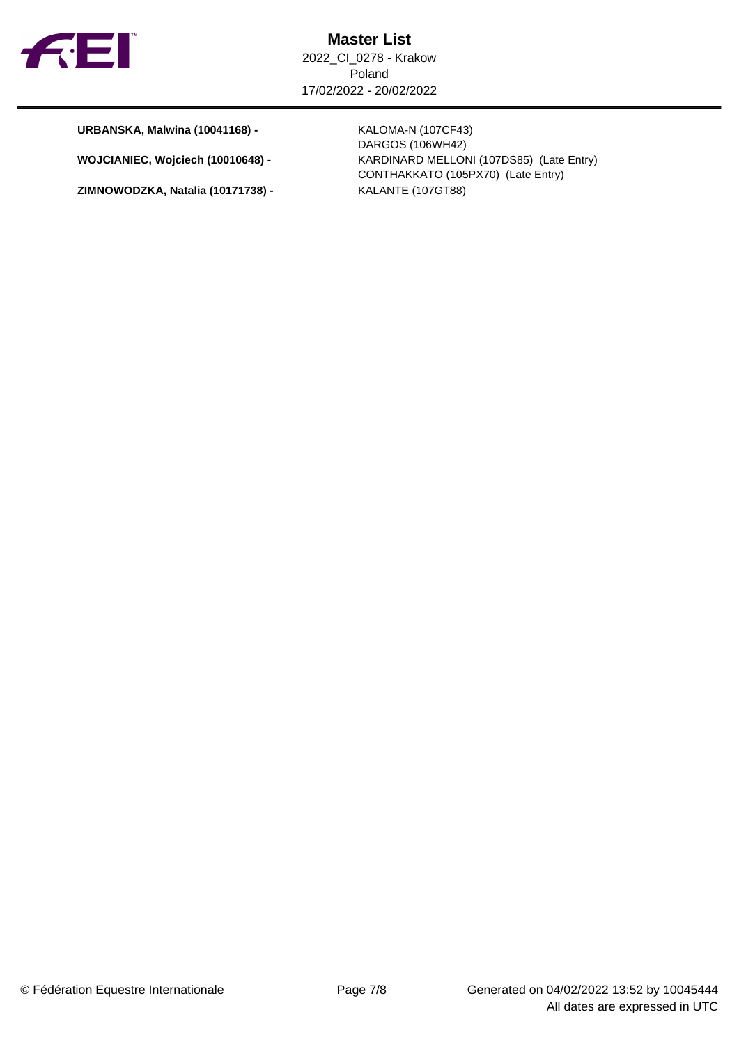| | |
|---|---|
| **URBANSKA, Malwina (10041168) -** | KALOMA-N (107CF43) |
| | DARGOS (106WH42) |
| **WOJCIANIEC, Wojciech (10010648) -** | KARDINARD MELLONI (107DS85) (Late Entry) |
| | CONTHAKKATO (105PX70) (Late Entry) |
| **ZIMNOWODZKA, Natalia (10171738) -** | KALANTE (107GT88) |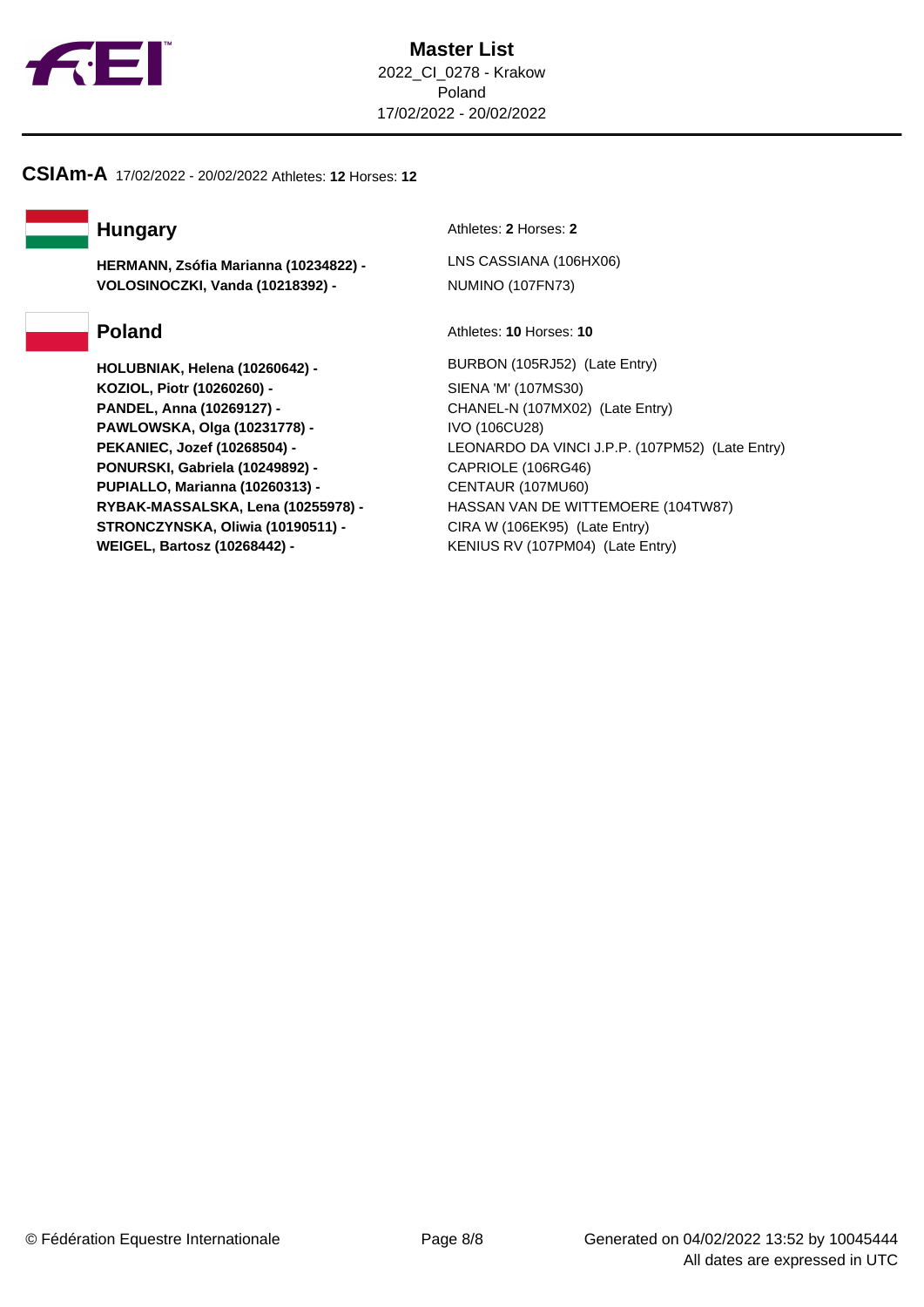# Master List

2022_CI_0278 - Krakow
Poland
17/02/2022 - 20/02/2022

## CSIAm-A 17/02/2022 - 20/02/2022 Athletes: **12** Horses: **12**

### Hungary

Athletes: **2** Horses: **2**

| | |
|---|---|
| **HERMANN, Zsófia Marianna (10234822) -** | LNS CASSIANA (106HX06) |
| **VOLOSINOCZKI, Vanda (10218392) -** | NUMINO (107FN73) |

### Poland

Athletes: **10** Horses: **10**

| | |
|---|---|
| **HOLUBNIAK, Helena (10260642) -** | BURBON (105RJ52) (Late Entry) |
| **KOZIOL, Piotr (10260260) -** | SIENA 'M' (107MS30) |
| **PANDEL, Anna (10269127) -** | CHANEL-N (107MX02) (Late Entry) |
| **PAWLOWSKA, Olga (10231778) -** | IVO (106CU28) |
| **PEKANIEC, Jozef (10268504) -** | LEONARDO DA VINCI J.P.P. (107PM52) (Late Entry) |
| **PONURSKI, Gabriela (10249892) -** | CAPRIOLE (106RG46) |
| **PUPIALLO, Marianna (10260313) -** | CENTAUR (107MU60) |
| **RYBAK-MASSALSKA, Lena (10255978) -** | HASSAN VAN DE WITTEMOERE (104TW87) |
| **STRONCZYNSKA, Oliwia (10190511) -** | CIRA W (106EK95) (Late Entry) |
| **WEIGEL, Bartosz (10268442) -** | KENIUS RV (107PM04) (Late Entry) |

© Fédération Equestre Internationale

Generated on 04/02/2022 13:52 by 10045444
All dates are expressed in UTC